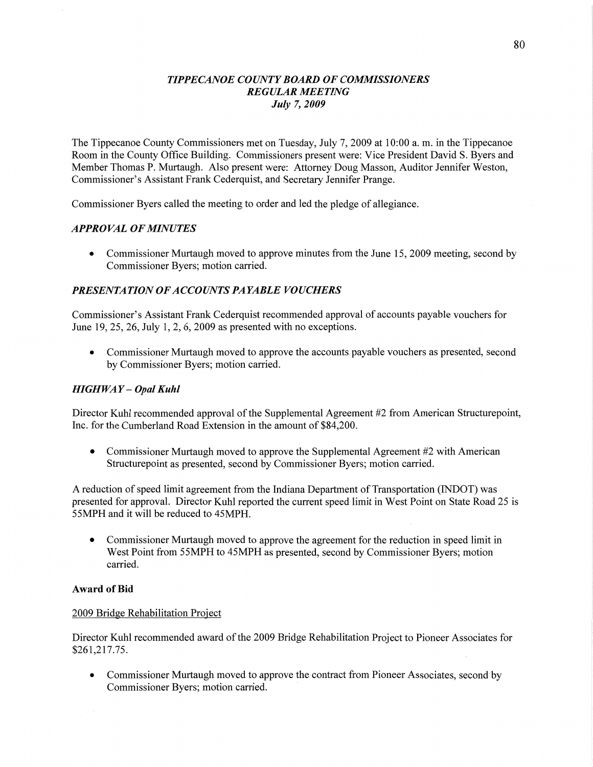# *TIPPECANOE COUNTY BOARD OF COMMISSIONERS*
## *REGULAR MEETING*
### *July 7, 2009*

The Tippecanoe County Commissioners met on Tuesday, July 7, 2009 at 10:00 a. m. in the Tippecanoe Room in the County Office Building. Commissioners present were: Vice President David S. Byers and Member Thomas P. Murtaugh. Also present were: Attorney Doug Masson, Auditor Jennifer Weston, Commissioner's Assistant Frank Cederquist, and Secretary Jennifer Prange.

Commissioner Byers called the meeting to order and led the pledge of allegiance.

### *APPROVAL OF MINUTES*

- Commissioner Murtaugh moved to approve minutes from the June 15, 2009 meeting, second by Commissioner Byers; motion carried.

### *PRESENTATION OF ACCOUNTS PAYABLE VOUCHERS*

Commissioner's Assistant Frank Cederquist recommended approval of accounts payable vouchers for June 19, 25, 26, July 1, 2, 6, 2009 as presented with no exceptions.

- Commissioner Murtaugh moved to approve the accounts payable vouchers as presented, second by Commissioner Byers; motion carried.

### *HIGHWAY – Opal Kuhl*

Director Kuhl recommended approval of the Supplemental Agreement #2 from American Structurepoint, Inc. for the Cumberland Road Extension in the amount of $84,200.

- Commissioner Murtaugh moved to approve the Supplemental Agreement #2 with American Structurepoint as presented, second by Commissioner Byers; motion carried.

A reduction of speed limit agreement from the Indiana Department of Transportation (INDOT) was presented for approval. Director Kuhl reported the current speed limit in West Point on State Road 25 is 55MPH and it will be reduced to 45MPH.

- Commissioner Murtaugh moved to approve the agreement for the reduction in speed limit in West Point from 55MPH to 45MPH as presented, second by Commissioner Byers; motion carried.

**Award of Bid**

2009 Bridge Rehabilitation Project

Director Kuhl recommended award of the 2009 Bridge Rehabilitation Project to Pioneer Associates for $261,217.75.

- Commissioner Murtaugh moved to approve the contract from Pioneer Associates, second by Commissioner Byers; motion carried.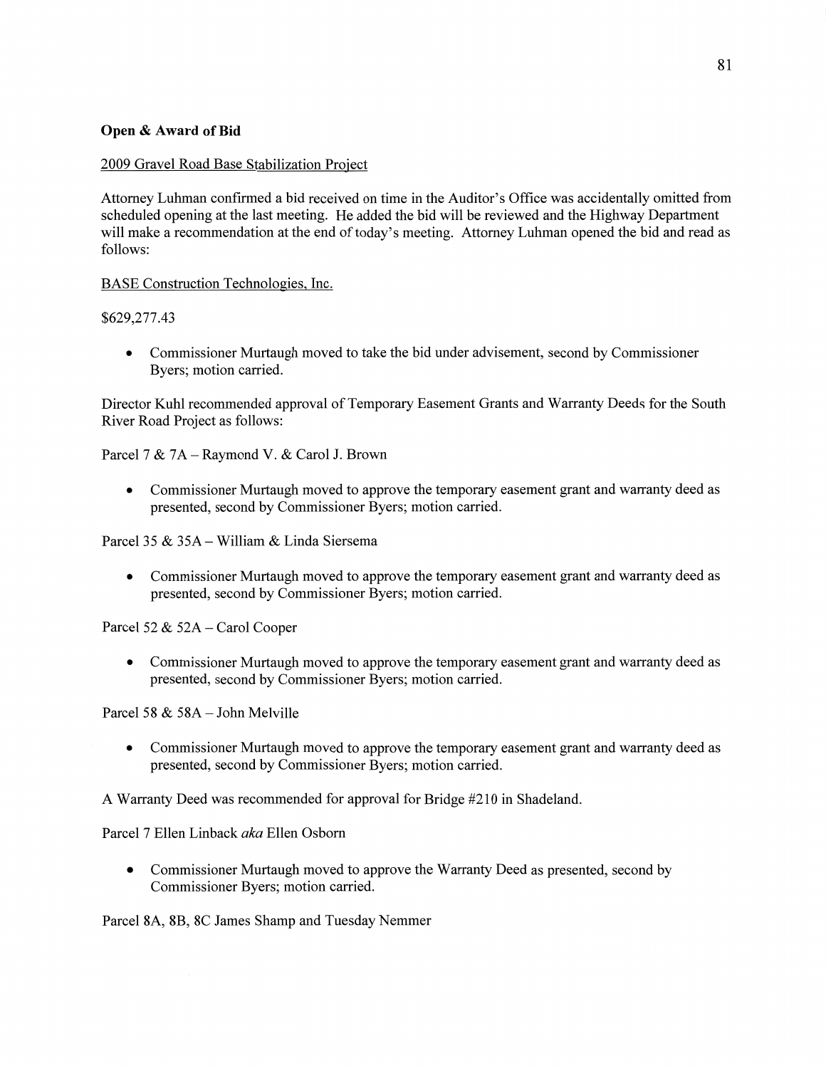**Open & Award of Bid**

2009 Gravel Road Base Stabilization Project

Attorney Luhman confirmed a bid received on time in the Auditor's Office was accidentally omitted from scheduled opening at the last meeting. He added the bid will be reviewed and the Highway Department will make a recommendation at the end of today's meeting. Attorney Luhman opened the bid and read as follows:

BASE Construction Technologies, Inc.

$629,277.43

- Commissioner Murtaugh moved to take the bid under advisement, second by Commissioner Byers; motion carried.

Director Kuhl recommended approval of Temporary Easement Grants and Warranty Deeds for the South River Road Project as follows:

Parcel 7 & 7A – Raymond V. & Carol J. Brown

- Commissioner Murtaugh moved to approve the temporary easement grant and warranty deed as presented, second by Commissioner Byers; motion carried.

Parcel 35 & 35A – William & Linda Siersema

- Commissioner Murtaugh moved to approve the temporary easement grant and warranty deed as presented, second by Commissioner Byers; motion carried.

Parcel 52 & 52A – Carol Cooper

- Commissioner Murtaugh moved to approve the temporary easement grant and warranty deed as presented, second by Commissioner Byers; motion carried.

Parcel 58 & 58A – John Melville

- Commissioner Murtaugh moved to approve the temporary easement grant and warranty deed as presented, second by Commissioner Byers; motion carried.

A Warranty Deed was recommended for approval for Bridge #210 in Shadeland.

Parcel 7 Ellen Linback *aka* Ellen Osborn

- Commissioner Murtaugh moved to approve the Warranty Deed as presented, second by Commissioner Byers; motion carried.

Parcel 8A, 8B, 8C James Shamp and Tuesday Nemmer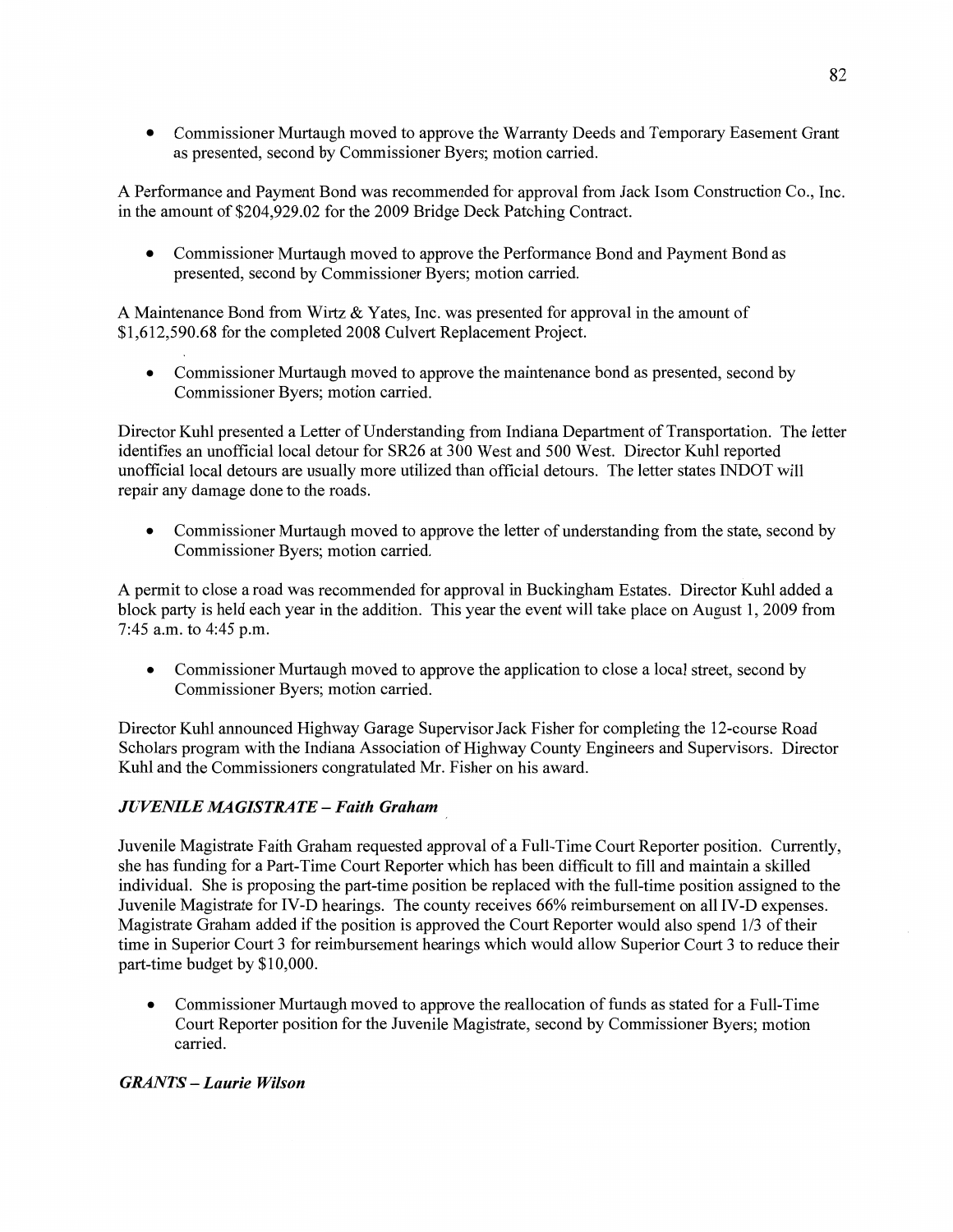- Commissioner Murtaugh moved to approve the Warranty Deeds and Temporary Easement Grant as presented, second by Commissioner Byers; motion carried.

A Performance and Payment Bond was recommended for approval from Jack Isom Construction Co., Inc. in the amount of $204,929.02 for the 2009 Bridge Deck Patching Contract.

- Commissioner Murtaugh moved to approve the Performance Bond and Payment Bond as presented, second by Commissioner Byers; motion carried.

A Maintenance Bond from Wirtz & Yates, Inc. was presented for approval in the amount of $1,612,590.68 for the completed 2008 Culvert Replacement Project.

- Commissioner Murtaugh moved to approve the maintenance bond as presented, second by Commissioner Byers; motion carried.

Director Kuhl presented a Letter of Understanding from Indiana Department of Transportation. The letter identifies an unofficial local detour for SR26 at 300 West and 500 West. Director Kuhl reported unofficial local detours are usually more utilized than official detours. The letter states INDOT will repair any damage done to the roads.

- Commissioner Murtaugh moved to approve the letter of understanding from the state, second by Commissioner Byers; motion carried.

A permit to close a road was recommended for approval in Buckingham Estates. Director Kuhl added a block party is held each year in the addition. This year the event will take place on August 1, 2009 from 7:45 a.m. to 4:45 p.m.

- Commissioner Murtaugh moved to approve the application to close a local street, second by Commissioner Byers; motion carried.

Director Kuhl announced Highway Garage Supervisor Jack Fisher for completing the 12-course Road Scholars program with the Indiana Association of Highway County Engineers and Supervisors. Director Kuhl and the Commissioners congratulated Mr. Fisher on his award.

### *JUVENILE MAGISTRATE – Faith Graham*

Juvenile Magistrate Faith Graham requested approval of a Full-Time Court Reporter position. Currently, she has funding for a Part-Time Court Reporter which has been difficult to fill and maintain a skilled individual. She is proposing the part-time position be replaced with the full-time position assigned to the Juvenile Magistrate for IV-D hearings. The county receives 66% reimbursement on all IV-D expenses. Magistrate Graham added if the position is approved the Court Reporter would also spend 1/3 of their time in Superior Court 3 for reimbursement hearings which would allow Superior Court 3 to reduce their part-time budget by $10,000.

- Commissioner Murtaugh moved to approve the reallocation of funds as stated for a Full-Time Court Reporter position for the Juvenile Magistrate, second by Commissioner Byers; motion carried.

### *GRANTS – Laurie Wilson*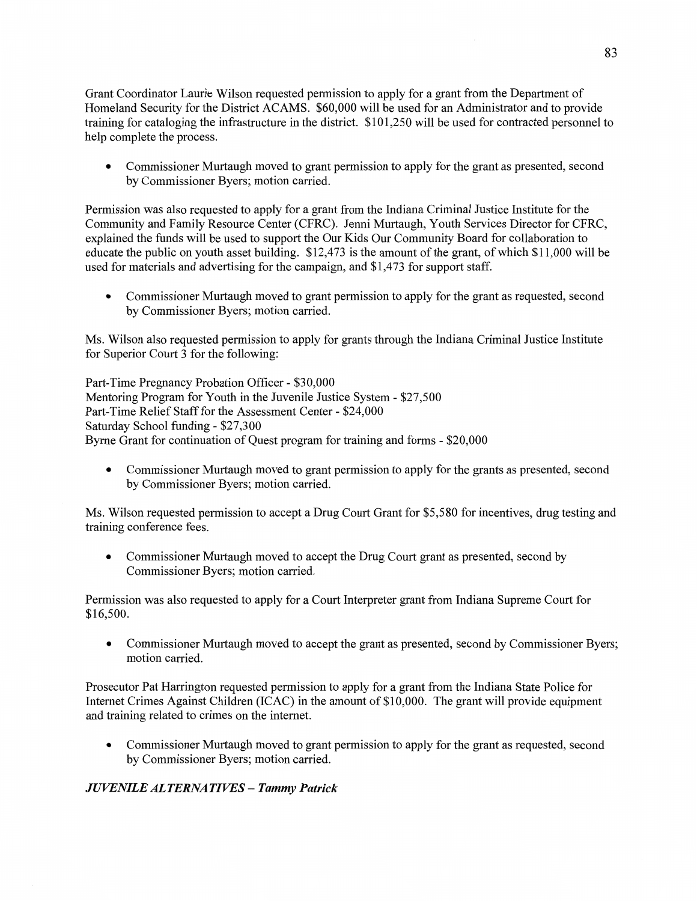Grant Coordinator Laurie Wilson requested permission to apply for a grant from the Department of Homeland Security for the District ACAMS. $60,000 will be used for an Administrator and to provide training for cataloging the infrastructure in the district. $101,250 will be used for contracted personnel to help complete the process.

- Commissioner Murtaugh moved to grant permission to apply for the grant as presented, second by Commissioner Byers; motion carried.

Permission was also requested to apply for a grant from the Indiana Criminal Justice Institute for the Community and Family Resource Center (CFRC). Jenni Murtaugh, Youth Services Director for CFRC, explained the funds will be used to support the Our Kids Our Community Board for collaboration to educate the public on youth asset building. $12,473 is the amount of the grant, of which $11,000 will be used for materials and advertising for the campaign, and $1,473 for support staff.

- Commissioner Murtaugh moved to grant permission to apply for the grant as requested, second by Commissioner Byers; motion carried.

Ms. Wilson also requested permission to apply for grants through the Indiana Criminal Justice Institute for Superior Court 3 for the following:

Part-Time Pregnancy Probation Officer - $30,000
Mentoring Program for Youth in the Juvenile Justice System - $27,500
Part-Time Relief Staff for the Assessment Center - $24,000
Saturday School funding - $27,300
Byrne Grant for continuation of Quest program for training and forms - $20,000

- Commissioner Murtaugh moved to grant permission to apply for the grants as presented, second by Commissioner Byers; motion carried.

Ms. Wilson requested permission to accept a Drug Court Grant for $5,580 for incentives, drug testing and training conference fees.

- Commissioner Murtaugh moved to accept the Drug Court grant as presented, second by Commissioner Byers; motion carried.

Permission was also requested to apply for a Court Interpreter grant from Indiana Supreme Court for $16,500.

- Commissioner Murtaugh moved to accept the grant as presented, second by Commissioner Byers; motion carried.

Prosecutor Pat Harrington requested permission to apply for a grant from the Indiana State Police for Internet Crimes Against Children (ICAC) in the amount of $10,000. The grant will provide equipment and training related to crimes on the internet.

- Commissioner Murtaugh moved to grant permission to apply for the grant as requested, second by Commissioner Byers; motion carried.

***JUVENILE ALTERNATIVES – Tammy Patrick***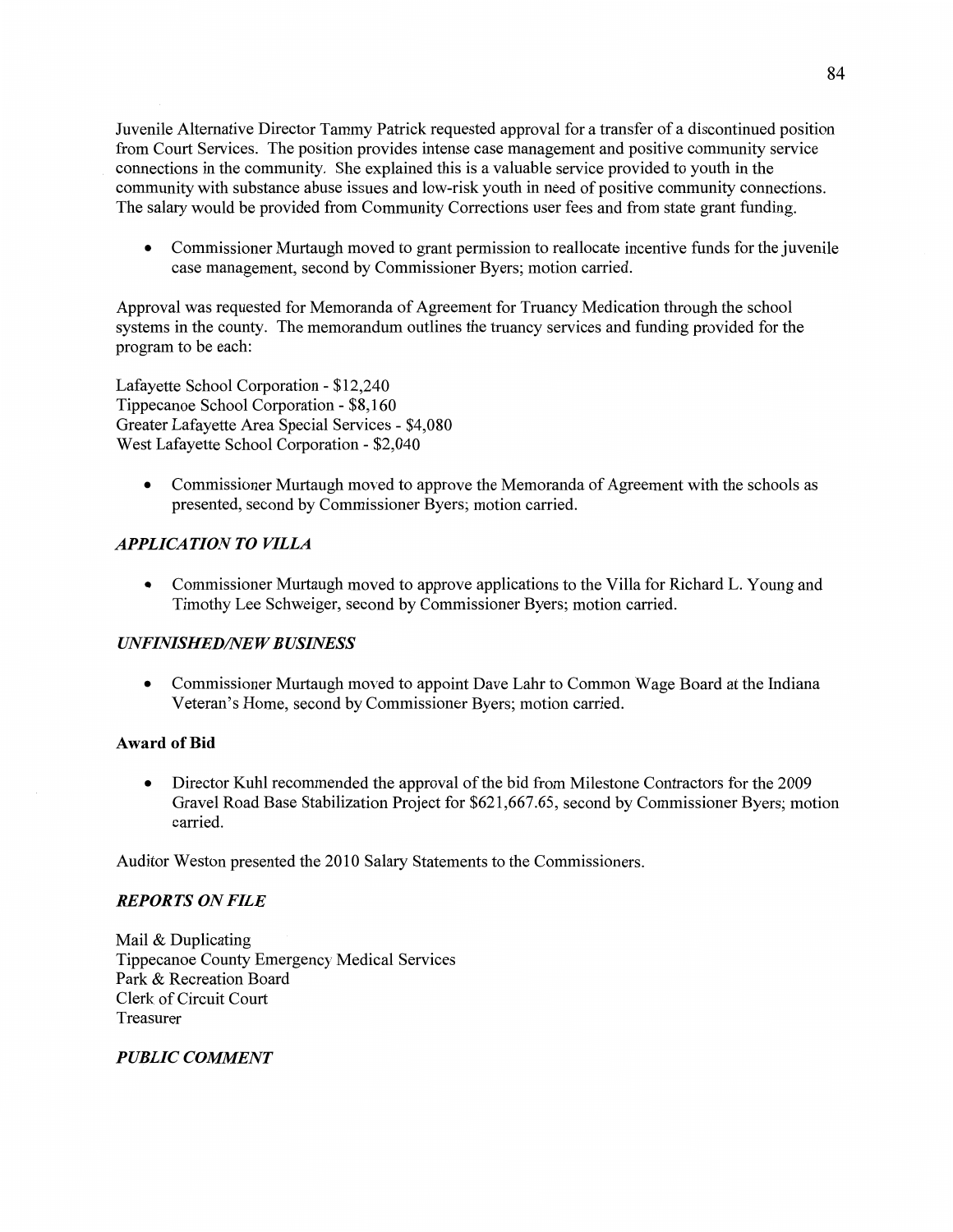Juvenile Alternative Director Tammy Patrick requested approval for a transfer of a discontinued position from Court Services. The position provides intense case management and positive community service connections in the community. She explained this is a valuable service provided to youth in the community with substance abuse issues and low-risk youth in need of positive community connections. The salary would be provided from Community Corrections user fees and from state grant funding.

- Commissioner Murtaugh moved to grant permission to reallocate incentive funds for the juvenile case management, second by Commissioner Byers; motion carried.

Approval was requested for Memoranda of Agreement for Truancy Medication through the school systems in the county. The memorandum outlines the truancy services and funding provided for the program to be each:

Lafayette School Corporation - $12,240
Tippecanoe School Corporation - $8,160
Greater Lafayette Area Special Services - $4,080
West Lafayette School Corporation - $2,040

- Commissioner Murtaugh moved to approve the Memoranda of Agreement with the schools as presented, second by Commissioner Byers; motion carried.

### *APPLICATION TO VILLA*

- Commissioner Murtaugh moved to approve applications to the Villa for Richard L. Young and Timothy Lee Schweiger, second by Commissioner Byers; motion carried.

### *UNFINISHED/NEW BUSINESS*

- Commissioner Murtaugh moved to appoint Dave Lahr to Common Wage Board at the Indiana Veteran's Home, second by Commissioner Byers; motion carried.

### **Award of Bid**

- Director Kuhl recommended the approval of the bid from Milestone Contractors for the 2009 Gravel Road Base Stabilization Project for $621,667.65, second by Commissioner Byers; motion carried.

Auditor Weston presented the 2010 Salary Statements to the Commissioners.

### *REPORTS ON FILE*

Mail & Duplicating
Tippecanoe County Emergency Medical Services
Park & Recreation Board
Clerk of Circuit Court
Treasurer

### *PUBLIC COMMENT*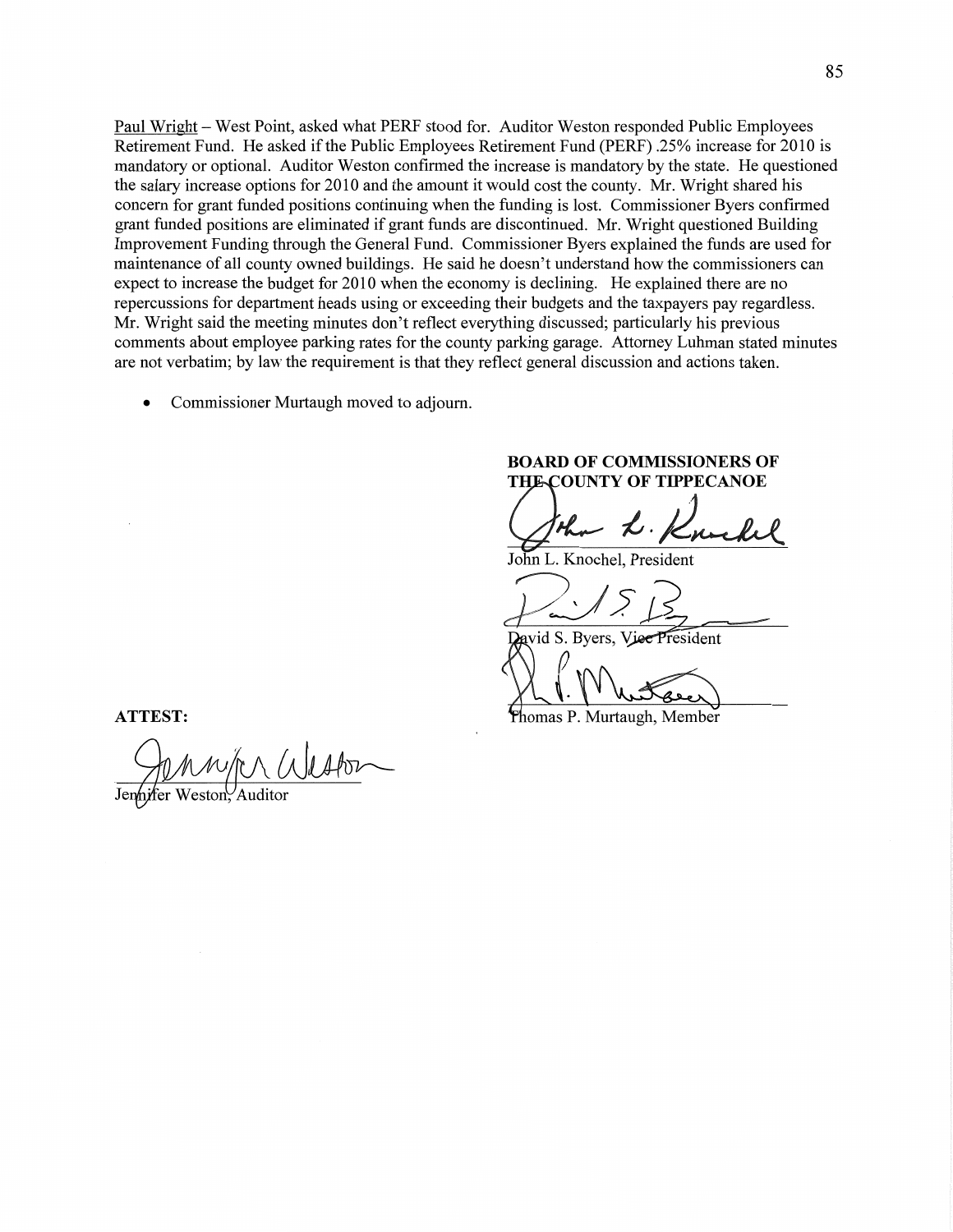Paul Wright – West Point, asked what PERF stood for. Auditor Weston responded Public Employees Retirement Fund. He asked if the Public Employees Retirement Fund (PERF) .25% increase for 2010 is mandatory or optional. Auditor Weston confirmed the increase is mandatory by the state. He questioned the salary increase options for 2010 and the amount it would cost the county. Mr. Wright shared his concern for grant funded positions continuing when the funding is lost. Commissioner Byers confirmed grant funded positions are eliminated if grant funds are discontinued. Mr. Wright questioned Building Improvement Funding through the General Fund. Commissioner Byers explained the funds are used for maintenance of all county owned buildings. He said he doesn't understand how the commissioners can expect to increase the budget for 2010 when the economy is declining. He explained there are no repercussions for department heads using or exceeding their budgets and the taxpayers pay regardless. Mr. Wright said the meeting minutes don't reflect everything discussed; particularly his previous comments about employee parking rates for the county parking garage. Attorney Luhman stated minutes are not verbatim; by law the requirement is that they reflect general discussion and actions taken.

- Commissioner Murtaugh moved to adjourn.

**BOARD OF COMMISSIONERS OF THE COUNTY OF TIPPECANOE**

John L. Knochel, President

David S. Byers, Vice President

Thomas P. Murtaugh, Member

**ATTEST:**

Jennifer Weston, Auditor